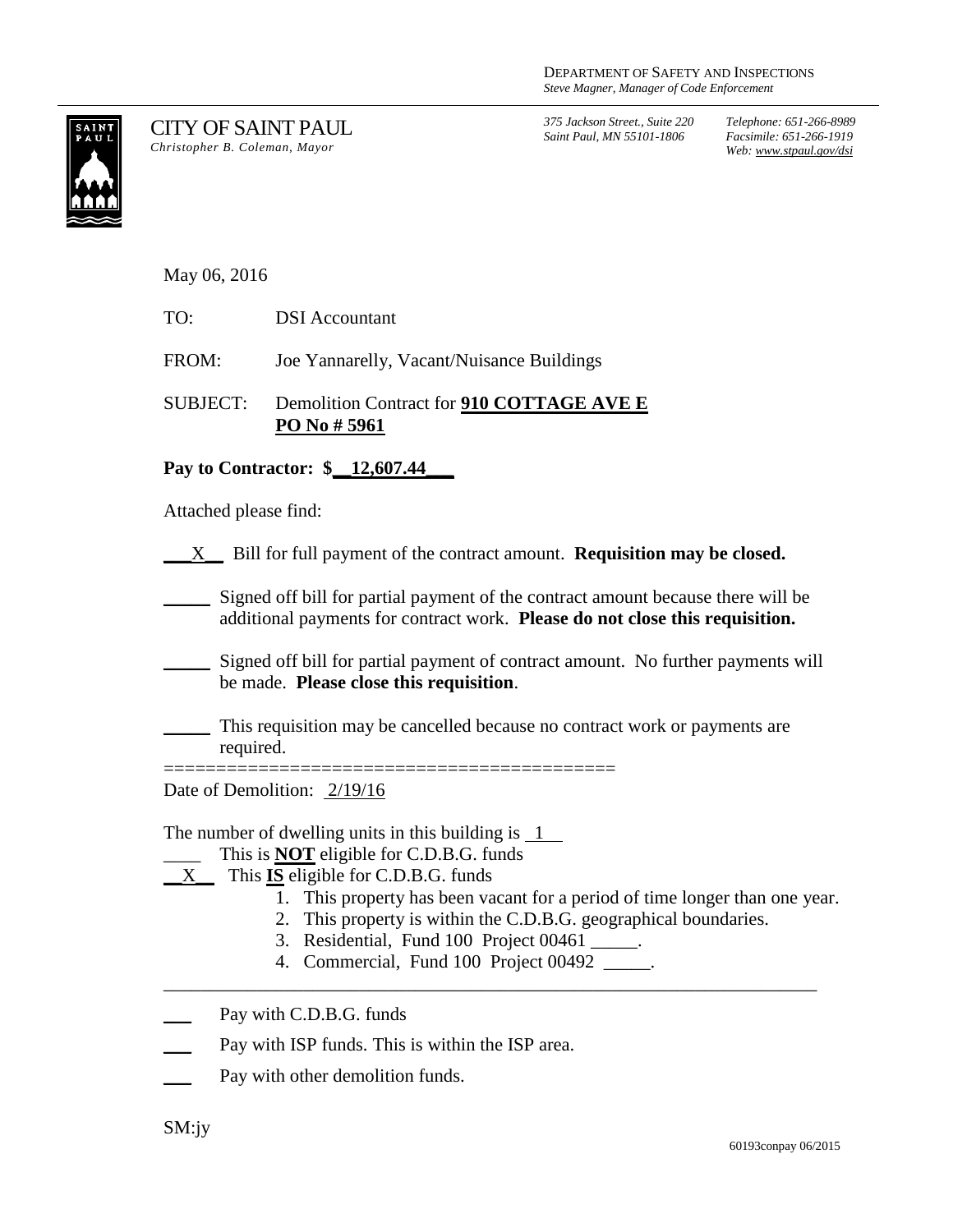DEPARTMENT OF SAFETY AND INSPECTIONS
*Steve Magner, Manager of Code Enforcement*

CITY OF SAINT PAUL
*Christopher B. Coleman, Mayor*

*375 Jackson Street., Suite 220*
*Saint Paul, MN 55101-1806*

*Telephone: 651-266-8989*
*Facsimile: 651-266-1919*
*Web: www.stpaul.gov/dsi*

May 06, 2016

TO: DSI Accountant

FROM: Joe Yannarelly, Vacant/Nuisance Buildings

SUBJECT: Demolition Contract for **910 COTTAGE AVE E**
**PO No # 5961**

**Pay to Contractor: $__12,607.44___**

Attached please find:

__X__ Bill for full payment of the contract amount. **Requisition may be closed.**

_____ Signed off bill for partial payment of the contract amount because there will be additional payments for contract work. **Please do not close this requisition.**

_____ Signed off bill for partial payment of contract amount. No further payments will be made. **Please close this requisition**.

_____ This requisition may be cancelled because no contract work or payments are required.

==========================================

Date of Demolition: 2/19/16

The number of dwelling units in this building is 1

____ This is **NOT** eligible for C.D.B.G. funds

__X__ This **IS** eligible for C.D.B.G. funds

1. This property has been vacant for a period of time longer than one year.
2. This property is within the C.D.B.G. geographical boundaries.
3. Residential, Fund 100 Project 00461 _____.
4. Commercial, Fund 100 Project 00492 _____.

---

___ Pay with C.D.B.G. funds

___ Pay with ISP funds. This is within the ISP area.

___ Pay with other demolition funds.

SM:jy

60193conpay 06/2015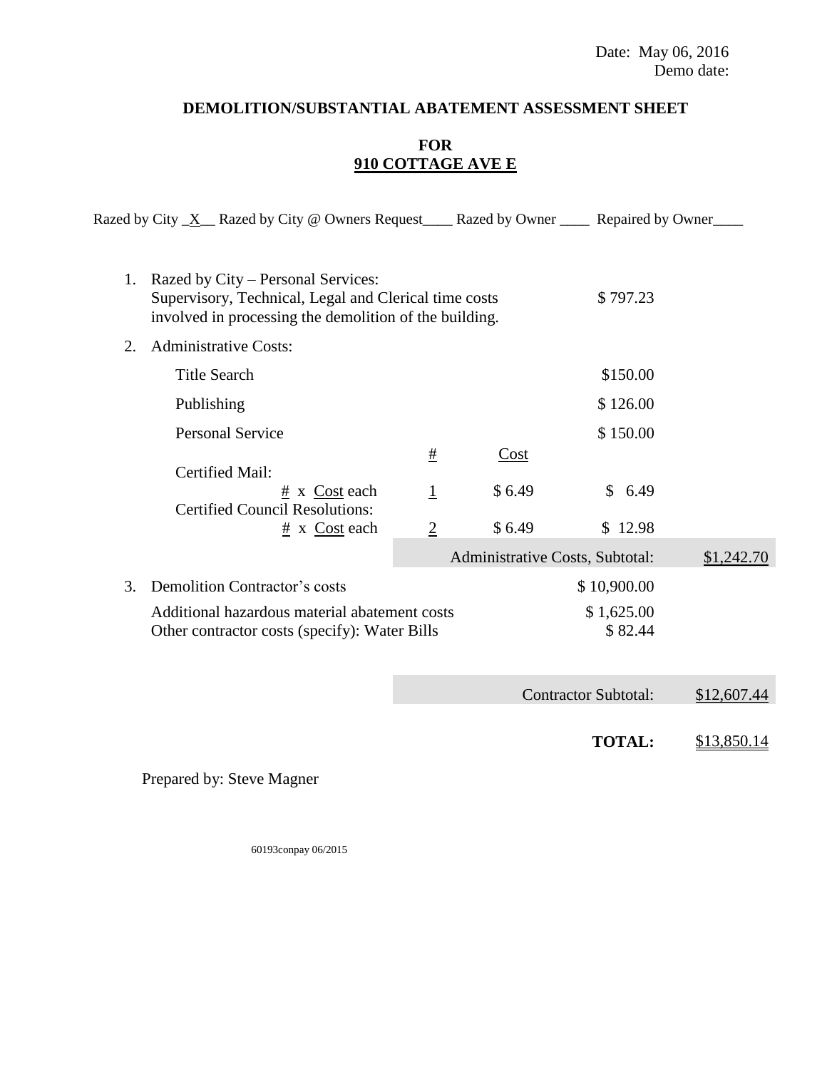Date: May 06, 2016
Demo date:

**DEMOLITION/SUBSTANTIAL ABATEMENT ASSESSMENT SHEET**

**FOR**
**910 COTTAGE AVE E**

Razed by City _X__ Razed by City @ Owners Request____ Razed by Owner ____ Repaired by Owner____

| | | # | Cost | | |
|---|---|---|---|---|---|
| 1. | Razed by City – Personal Services: Supervisory, Technical, Legal and Clerical time costs involved in processing the demolition of the building. | | | $ 797.23 | |
| 2. | Administrative Costs: | | | | |
| | Title Search | | | $150.00 | |
| | Publishing | | | $ 126.00 | |
| | Personal Service | | | $ 150.00 | |
| | Certified Mail: # x Cost each | 1 | $ 6.49 | $ 6.49 | |
| | Certified Council Resolutions: # x Cost each | 2 | $ 6.49 | $ 12.98 | |
| | | | Administrative Costs, Subtotal: | | $1,242.70 |
| 3. | Demolition Contractor's costs | | | $ 10,900.00 | |
| | Additional hazardous material abatement costs | | | $ 1,625.00 | |
| | Other contractor costs (specify): Water Bills | | | $ 82.44 | |
| | | | Contractor Subtotal: | | $12,607.44 |
| | | | **TOTAL:** | | $13,850.14 |

Prepared by: Steve Magner

60193conpay 06/2015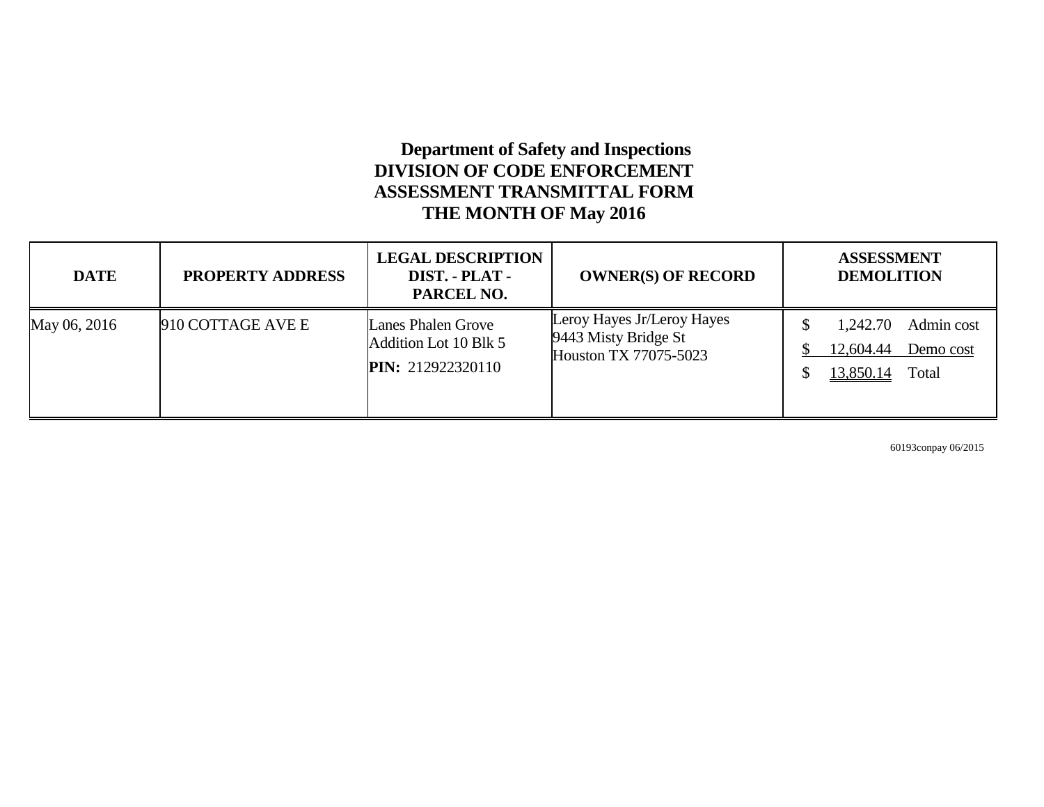# Department of Safety and Inspections
## DIVISION OF CODE ENFORCEMENT
## ASSESSMENT TRANSMITTAL FORM
## THE MONTH OF May 2016

| DATE | PROPERTY ADDRESS | LEGAL DESCRIPTION DIST. - PLAT - PARCEL NO. | OWNER(S) OF RECORD | ASSESSMENT DEMOLITION |
|---|---|---|---|---|
| May 06, 2016 | 910 COTTAGE AVE E | Lanes Phalen Grove Addition Lot 10 Blk 5<br>**PIN:** 212922320110 | Leroy Hayes Jr/Leroy Hayes<br>9443 Misty Bridge St<br>Houston TX 77075-5023 | $ 1,242.70 Admin cost<br>$ 12,604.44 Demo cost<br>$ 13,850.14 Total |

60193conpay 06/2015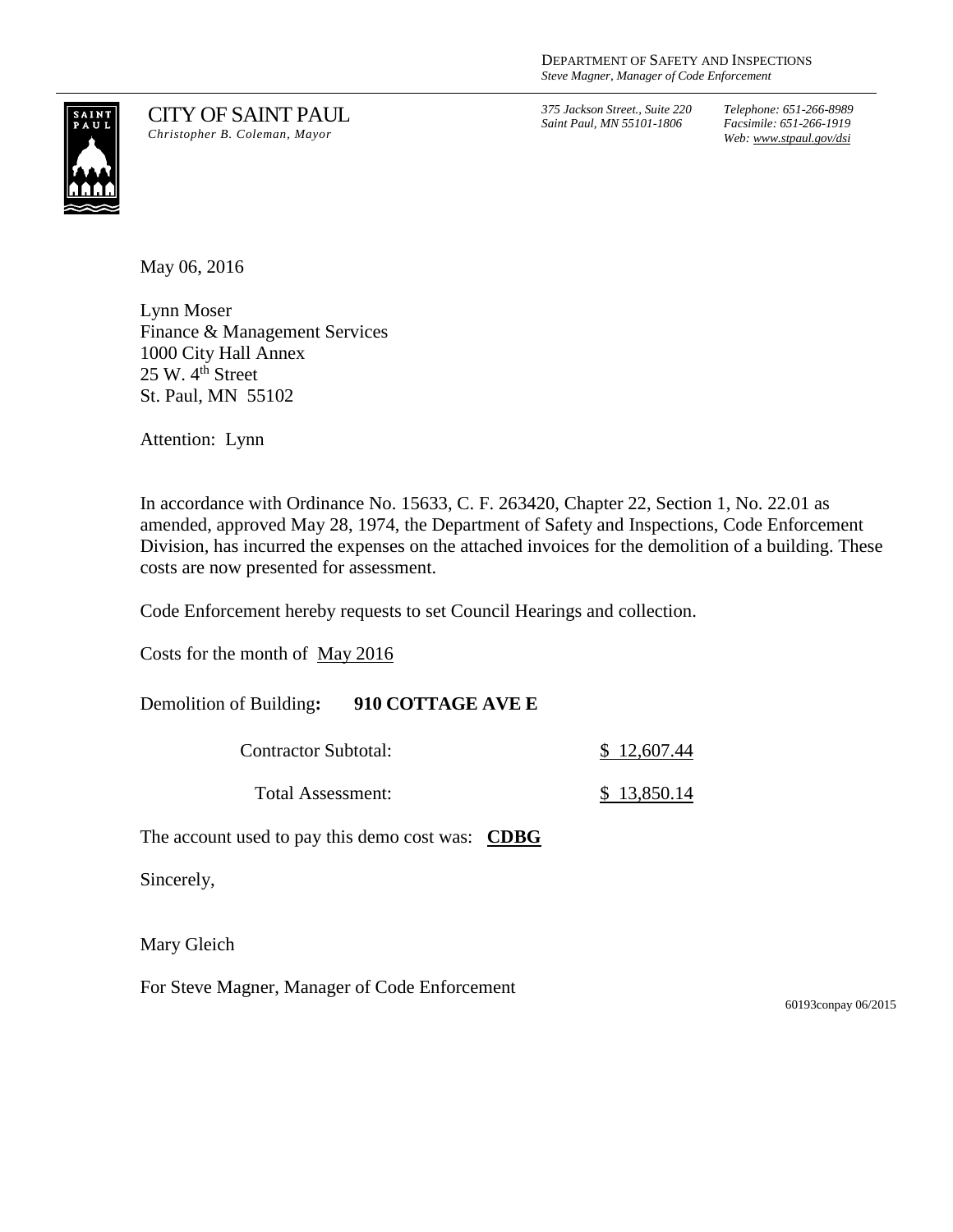DEPARTMENT OF SAFETY AND INSPECTIONS
*Steve Magner, Manager of Code Enforcement*

CITY OF SAINT PAUL
*Christopher B. Coleman, Mayor*

*375 Jackson Street., Suite 220*
*Saint Paul, MN 55101-1806*

*Telephone: 651-266-8989*
*Facsimile: 651-266-1919*
*Web: www.stpaul.gov/dsi*

May 06, 2016

Lynn Moser
Finance & Management Services
1000 City Hall Annex
25 W. 4th Street
St. Paul, MN 55102

Attention: Lynn

In accordance with Ordinance No. 15633, C. F. 263420, Chapter 22, Section 1, No. 22.01 as amended, approved May 28, 1974, the Department of Safety and Inspections, Code Enforcement Division, has incurred the expenses on the attached invoices for the demolition of a building. These costs are now presented for assessment.

Code Enforcement hereby requests to set Council Hearings and collection.

Costs for the month of May 2016

Demolition of Building**: 910 COTTAGE AVE E**

| | |
|---|---|
| Contractor Subtotal: | $ 12,607.44 |
| Total Assessment: | $ 13,850.14 |

The account used to pay this demo cost was: **CDBG**

Sincerely,

Mary Gleich

For Steve Magner, Manager of Code Enforcement

60193conpay 06/2015